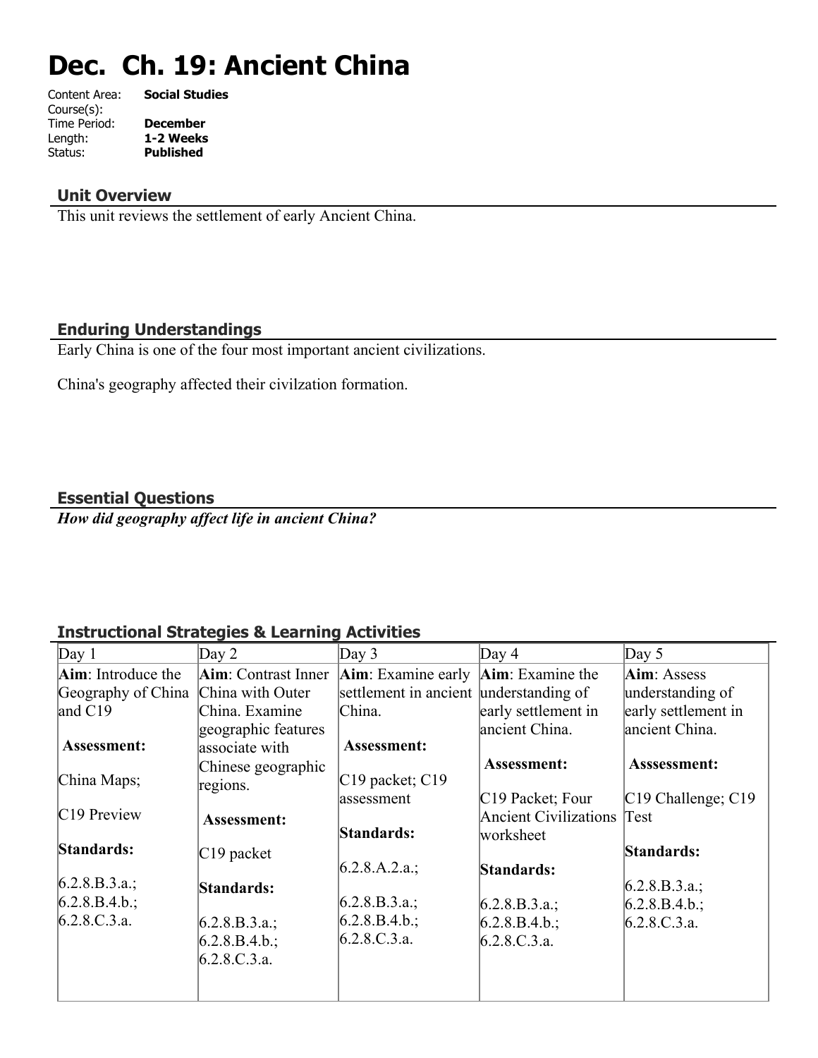# Dec. Ch. 19: Ancient China

Content Area: **Social Studies**
Course(s):
Time Period: **December**
Length: **1-2 Weeks**
Status: **Published**

## Unit Overview

This unit reviews the settlement of early Ancient China.

## Enduring Understandings

Early China is one of the four most important ancient civilizations.

China's geography affected their civilzation formation.

## Essential Questions

***How did geography affect life in ancient China?***

## Instructional Strategies & Learning Activities

| Day 1 | Day 2 | Day 3 | Day 4 | Day 5 |
|---|---|---|---|---|
| **Aim**: Introduce the Geography of China and C19<br><br>**Assessment:**<br><br>China Maps;<br><br>C19 Preview<br><br>**Standards:**<br><br>6.2.8.B.3.a.; 6.2.8.B.4.b.; 6.2.8.C.3.a. | **Aim**: Contrast Inner China with Outer China. Examine geographic features associate with Chinese geographic regions.<br><br>**Assessment:**<br><br>C19 packet<br><br>**Standards:**<br><br>6.2.8.B.3.a.; 6.2.8.B.4.b.; 6.2.8.C.3.a. | **Aim**: Examine early settlement in ancient China.<br><br>**Assessment:**<br><br>C19 packet; C19 assessment<br><br>**Standards:**<br><br>6.2.8.A.2.a.;<br><br>6.2.8.B.3.a.; 6.2.8.B.4.b.; 6.2.8.C.3.a. | **Aim**: Examine the understanding of early settlement in ancient China.<br><br>**Assessment:**<br><br>C19 Packet; Four Ancient Civilizations worksheet<br><br>**Standards:**<br><br>6.2.8.B.3.a.; 6.2.8.B.4.b.; 6.2.8.C.3.a. | **Aim**: Assess understanding of early settlement in ancient China.<br><br>**Asssessment:**<br><br>C19 Challenge; C19 Test<br><br>**Standards:**<br><br>6.2.8.B.3.a.; 6.2.8.B.4.b.; 6.2.8.C.3.a. |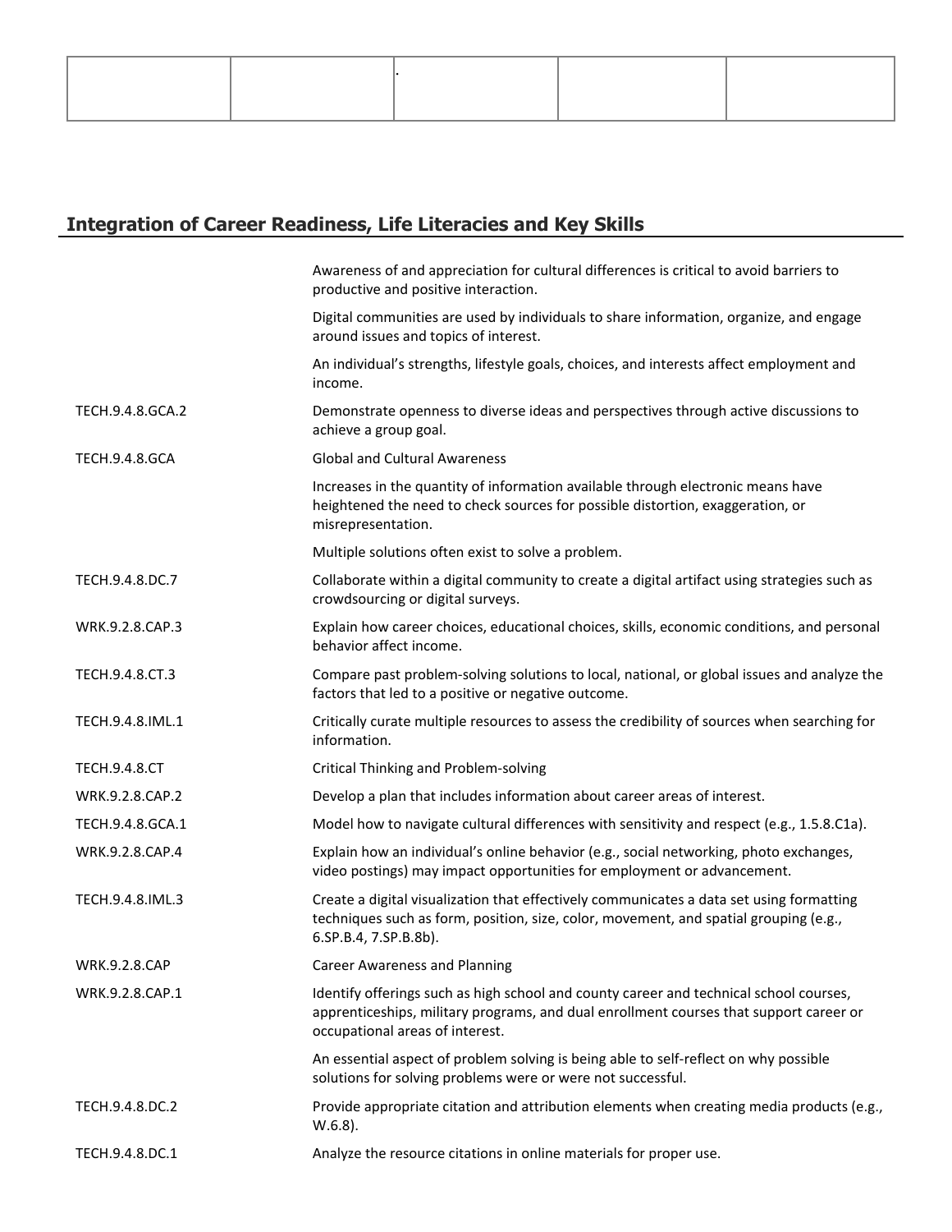| | | . | | |
|---|---|---|---|---|

## Integration of Career Readiness, Life Literacies and Key Skills

| | |
|---|---|
| | Awareness of and appreciation for cultural differences is critical to avoid barriers to productive and positive interaction. |
| | Digital communities are used by individuals to share information, organize, and engage around issues and topics of interest. |
| | An individual's strengths, lifestyle goals, choices, and interests affect employment and income. |
| TECH.9.4.8.GCA.2 | Demonstrate openness to diverse ideas and perspectives through active discussions to achieve a group goal. |
| TECH.9.4.8.GCA | Global and Cultural Awareness |
| | Increases in the quantity of information available through electronic means have heightened the need to check sources for possible distortion, exaggeration, or misrepresentation. |
| | Multiple solutions often exist to solve a problem. |
| TECH.9.4.8.DC.7 | Collaborate within a digital community to create a digital artifact using strategies such as crowdsourcing or digital surveys. |
| WRK.9.2.8.CAP.3 | Explain how career choices, educational choices, skills, economic conditions, and personal behavior affect income. |
| TECH.9.4.8.CT.3 | Compare past problem-solving solutions to local, national, or global issues and analyze the factors that led to a positive or negative outcome. |
| TECH.9.4.8.IML.1 | Critically curate multiple resources to assess the credibility of sources when searching for information. |
| TECH.9.4.8.CT | Critical Thinking and Problem-solving |
| WRK.9.2.8.CAP.2 | Develop a plan that includes information about career areas of interest. |
| TECH.9.4.8.GCA.1 | Model how to navigate cultural differences with sensitivity and respect (e.g., 1.5.8.C1a). |
| WRK.9.2.8.CAP.4 | Explain how an individual's online behavior (e.g., social networking, photo exchanges, video postings) may impact opportunities for employment or advancement. |
| TECH.9.4.8.IML.3 | Create a digital visualization that effectively communicates a data set using formatting techniques such as form, position, size, color, movement, and spatial grouping (e.g., 6.SP.B.4, 7.SP.B.8b). |
| WRK.9.2.8.CAP | Career Awareness and Planning |
| WRK.9.2.8.CAP.1 | Identify offerings such as high school and county career and technical school courses, apprenticeships, military programs, and dual enrollment courses that support career or occupational areas of interest. |
| | An essential aspect of problem solving is being able to self-reflect on why possible solutions for solving problems were or were not successful. |
| TECH.9.4.8.DC.2 | Provide appropriate citation and attribution elements when creating media products (e.g., W.6.8). |
| TECH.9.4.8.DC.1 | Analyze the resource citations in online materials for proper use. |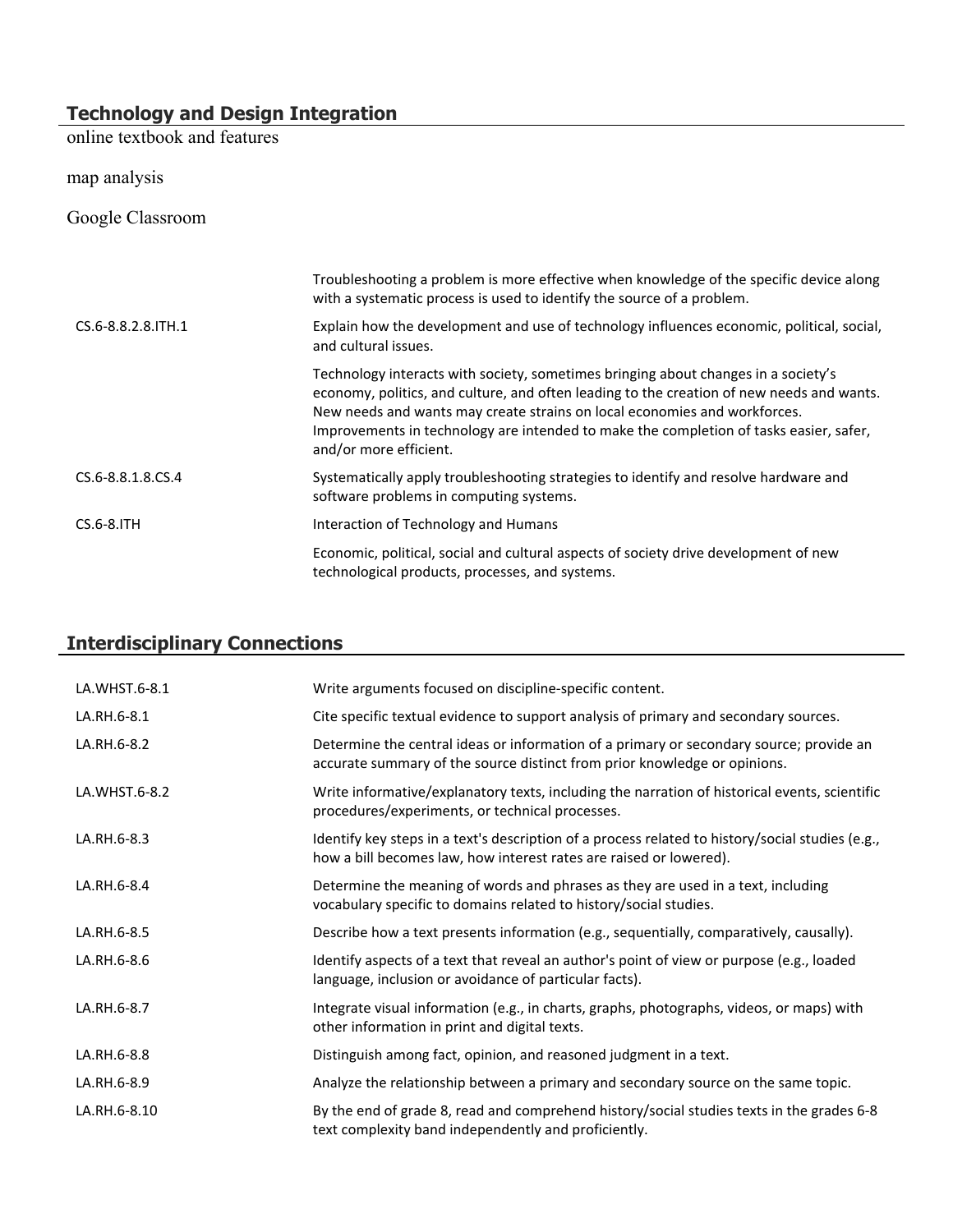## Technology and Design Integration

online textbook and features

map analysis

Google Classroom

| | |
|---|---|
| | Troubleshooting a problem is more effective when knowledge of the specific device along with a systematic process is used to identify the source of a problem. |
| CS.6-8.8.2.8.ITH.1 | Explain how the development and use of technology influences economic, political, social, and cultural issues. |
| | Technology interacts with society, sometimes bringing about changes in a society's economy, politics, and culture, and often leading to the creation of new needs and wants. New needs and wants may create strains on local economies and workforces. Improvements in technology are intended to make the completion of tasks easier, safer, and/or more efficient. |
| CS.6-8.8.1.8.CS.4 | Systematically apply troubleshooting strategies to identify and resolve hardware and software problems in computing systems. |
| CS.6-8.ITH | Interaction of Technology and Humans |
| | Economic, political, social and cultural aspects of society drive development of new technological products, processes, and systems. |

## Interdisciplinary Connections

| | |
|---|---|
| LA.WHST.6-8.1 | Write arguments focused on discipline-specific content. |
| LA.RH.6-8.1 | Cite specific textual evidence to support analysis of primary and secondary sources. |
| LA.RH.6-8.2 | Determine the central ideas or information of a primary or secondary source; provide an accurate summary of the source distinct from prior knowledge or opinions. |
| LA.WHST.6-8.2 | Write informative/explanatory texts, including the narration of historical events, scientific procedures/experiments, or technical processes. |
| LA.RH.6-8.3 | Identify key steps in a text's description of a process related to history/social studies (e.g., how a bill becomes law, how interest rates are raised or lowered). |
| LA.RH.6-8.4 | Determine the meaning of words and phrases as they are used in a text, including vocabulary specific to domains related to history/social studies. |
| LA.RH.6-8.5 | Describe how a text presents information (e.g., sequentially, comparatively, causally). |
| LA.RH.6-8.6 | Identify aspects of a text that reveal an author's point of view or purpose (e.g., loaded language, inclusion or avoidance of particular facts). |
| LA.RH.6-8.7 | Integrate visual information (e.g., in charts, graphs, photographs, videos, or maps) with other information in print and digital texts. |
| LA.RH.6-8.8 | Distinguish among fact, opinion, and reasoned judgment in a text. |
| LA.RH.6-8.9 | Analyze the relationship between a primary and secondary source on the same topic. |
| LA.RH.6-8.10 | By the end of grade 8, read and comprehend history/social studies texts in the grades 6-8 text complexity band independently and proficiently. |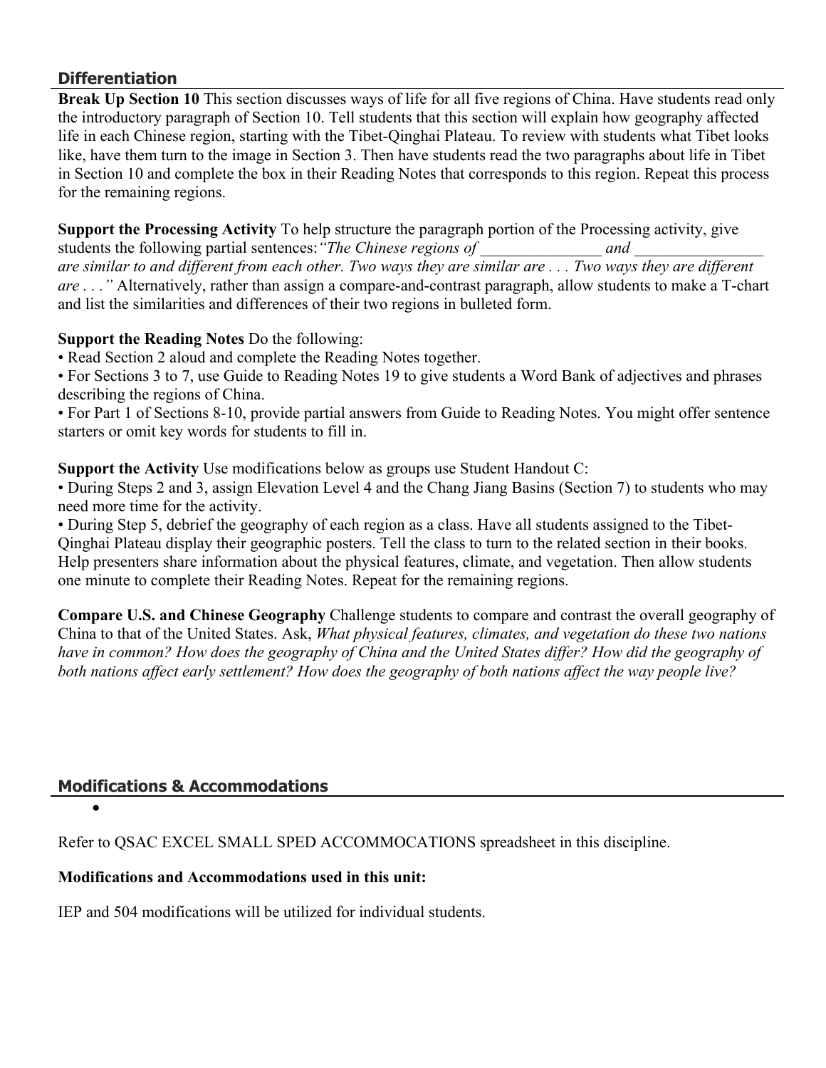## Differentiation

**Break Up Section 10** This section discusses ways of life for all five regions of China. Have students read only the introductory paragraph of Section 10. Tell students that this section will explain how geography affected life in each Chinese region, starting with the Tibet-Qinghai Plateau. To review with students what Tibet looks like, have them turn to the image in Section 3. Then have students read the two paragraphs about life in Tibet in Section 10 and complete the box in their Reading Notes that corresponds to this region. Repeat this process for the remaining regions.

**Support the Processing Activity** To help structure the paragraph portion of the Processing activity, give students the following partial sentences: *"The Chinese regions of _______________ and ________________ are similar to and different from each other. Two ways they are similar are . . . Two ways they are different are . . ."* Alternatively, rather than assign a compare-and-contrast paragraph, allow students to make a T-chart and list the similarities and differences of their two regions in bulleted form.

**Support the Reading Notes** Do the following:
• Read Section 2 aloud and complete the Reading Notes together.
• For Sections 3 to 7, use Guide to Reading Notes 19 to give students a Word Bank of adjectives and phrases describing the regions of China.
• For Part 1 of Sections 8-10, provide partial answers from Guide to Reading Notes. You might offer sentence starters or omit key words for students to fill in.

**Support the Activity** Use modifications below as groups use Student Handout C:
• During Steps 2 and 3, assign Elevation Level 4 and the Chang Jiang Basins (Section 7) to students who may need more time for the activity.
• During Step 5, debrief the geography of each region as a class. Have all students assigned to the Tibet-Qinghai Plateau display their geographic posters. Tell the class to turn to the related section in their books. Help presenters share information about the physical features, climate, and vegetation. Then allow students one minute to complete their Reading Notes. Repeat for the remaining regions.

**Compare U.S. and Chinese Geography** Challenge students to compare and contrast the overall geography of China to that of the United States. Ask, *What physical features, climates, and vegetation do these two nations have in common? How does the geography of China and the United States differ? How did the geography of both nations affect early settlement? How does the geography of both nations affect the way people live?*

## Modifications & Accommodations

•

Refer to QSAC EXCEL SMALL SPED ACCOMMOCATIONS spreadsheet in this discipline.

**Modifications and Accommodations used in this unit:**

IEP and 504 modifications will be utilized for individual students.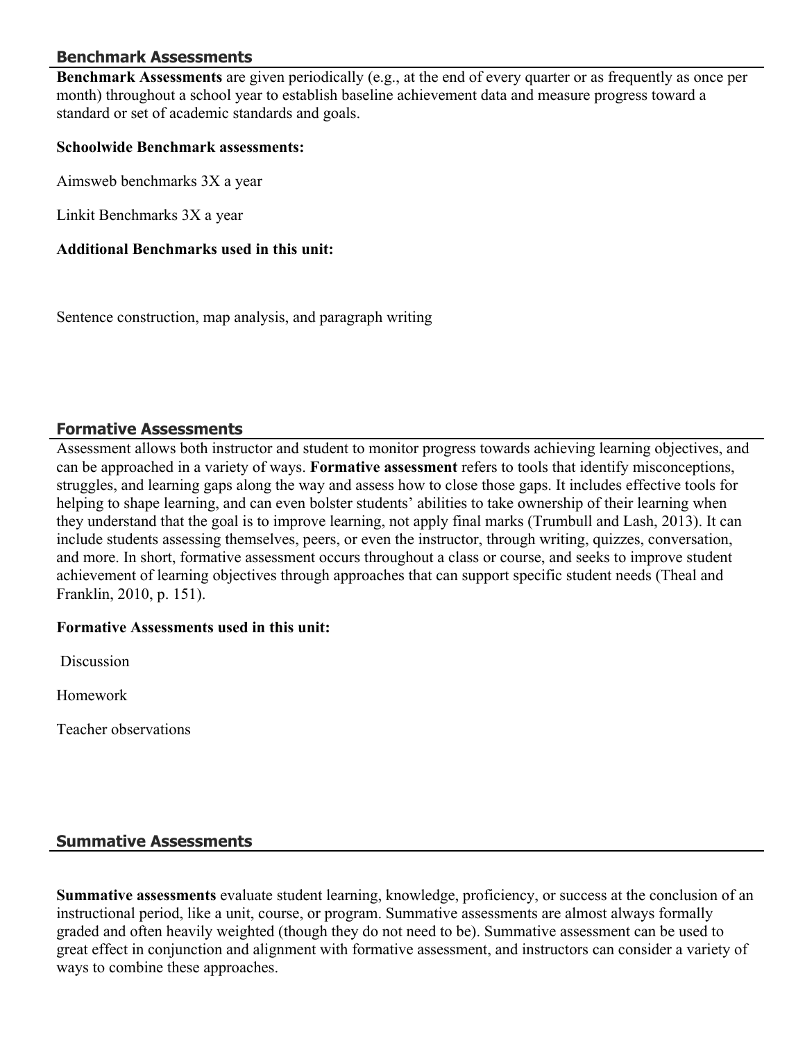## Benchmark Assessments

**Benchmark Assessments** are given periodically (e.g., at the end of every quarter or as frequently as once per month) throughout a school year to establish baseline achievement data and measure progress toward a standard or set of academic standards and goals.

**Schoolwide Benchmark assessments:**

Aimsweb benchmarks 3X a year

Linkit Benchmarks 3X a year

**Additional Benchmarks used in this unit:**

Sentence construction, map analysis, and paragraph writing

## Formative Assessments

Assessment allows both instructor and student to monitor progress towards achieving learning objectives, and can be approached in a variety of ways. **Formative assessment** refers to tools that identify misconceptions, struggles, and learning gaps along the way and assess how to close those gaps. It includes effective tools for helping to shape learning, and can even bolster students' abilities to take ownership of their learning when they understand that the goal is to improve learning, not apply final marks (Trumbull and Lash, 2013). It can include students assessing themselves, peers, or even the instructor, through writing, quizzes, conversation, and more. In short, formative assessment occurs throughout a class or course, and seeks to improve student achievement of learning objectives through approaches that can support specific student needs (Theal and Franklin, 2010, p. 151).

**Formative Assessments used in this unit:**

Discussion

Homework

Teacher observations

## Summative Assessments

**Summative assessments** evaluate student learning, knowledge, proficiency, or success at the conclusion of an instructional period, like a unit, course, or program. Summative assessments are almost always formally graded and often heavily weighted (though they do not need to be). Summative assessment can be used to great effect in conjunction and alignment with formative assessment, and instructors can consider a variety of ways to combine these approaches.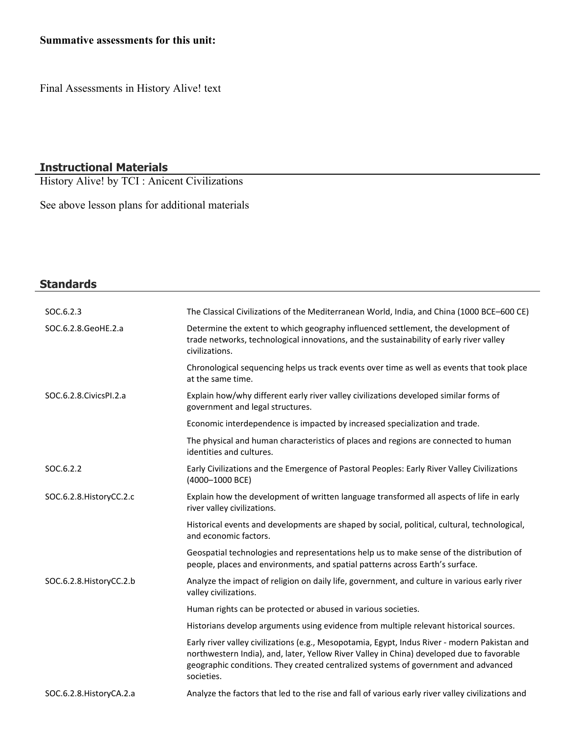**Summative assessments for this unit:**

Final Assessments in History Alive! text

## Instructional Materials

History Alive! by TCI : Anicent Civilizations

See above lesson plans for additional materials

## Standards

| | |
|---|---|
| SOC.6.2.3 | The Classical Civilizations of the Mediterranean World, India, and China (1000 BCE–600 CE) |
| SOC.6.2.8.GeoHE.2.a | Determine the extent to which geography influenced settlement, the development of trade networks, technological innovations, and the sustainability of early river valley civilizations. |
| | Chronological sequencing helps us track events over time as well as events that took place at the same time. |
| SOC.6.2.8.CivicsPI.2.a | Explain how/why different early river valley civilizations developed similar forms of government and legal structures. |
| | Economic interdependence is impacted by increased specialization and trade. |
| | The physical and human characteristics of places and regions are connected to human identities and cultures. |
| SOC.6.2.2 | Early Civilizations and the Emergence of Pastoral Peoples: Early River Valley Civilizations (4000–1000 BCE) |
| SOC.6.2.8.HistoryCC.2.c | Explain how the development of written language transformed all aspects of life in early river valley civilizations. |
| | Historical events and developments are shaped by social, political, cultural, technological, and economic factors. |
| | Geospatial technologies and representations help us to make sense of the distribution of people, places and environments, and spatial patterns across Earth's surface. |
| SOC.6.2.8.HistoryCC.2.b | Analyze the impact of religion on daily life, government, and culture in various early river valley civilizations. |
| | Human rights can be protected or abused in various societies. |
| | Historians develop arguments using evidence from multiple relevant historical sources. |
| | Early river valley civilizations (e.g., Mesopotamia, Egypt, Indus River - modern Pakistan and northwestern India), and, later, Yellow River Valley in China) developed due to favorable geographic conditions. They created centralized systems of government and advanced societies. |
| SOC.6.2.8.HistoryCA.2.a | Analyze the factors that led to the rise and fall of various early river valley civilizations and |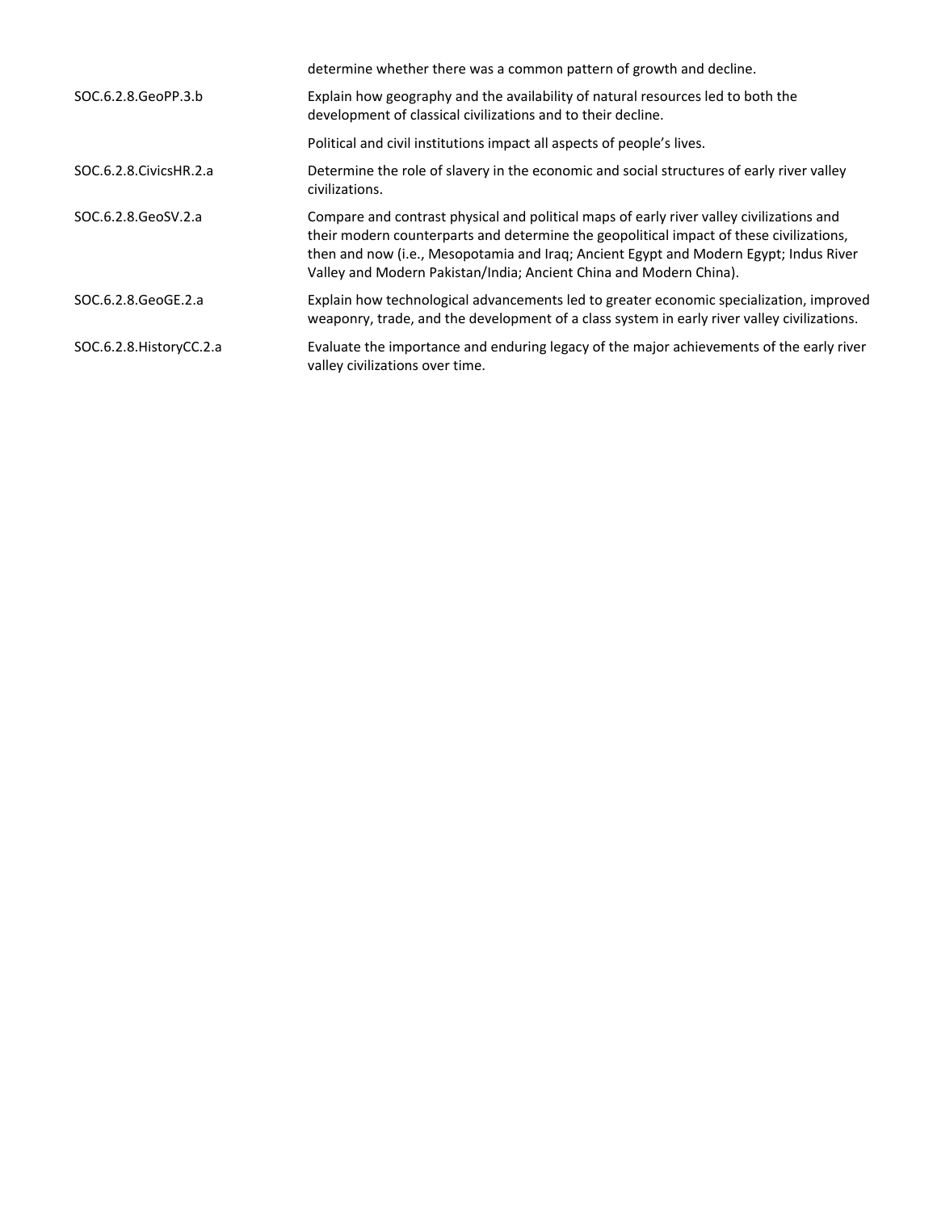| | |
|---|---|
| | determine whether there was a common pattern of growth and decline. |
| SOC.6.2.8.GeoPP.3.b | Explain how geography and the availability of natural resources led to both the development of classical civilizations and to their decline. |
| | Political and civil institutions impact all aspects of people's lives. |
| SOC.6.2.8.CivicsHR.2.a | Determine the role of slavery in the economic and social structures of early river valley civilizations. |
| SOC.6.2.8.GeoSV.2.a | Compare and contrast physical and political maps of early river valley civilizations and their modern counterparts and determine the geopolitical impact of these civilizations, then and now (i.e., Mesopotamia and Iraq; Ancient Egypt and Modern Egypt; Indus River Valley and Modern Pakistan/India; Ancient China and Modern China). |
| SOC.6.2.8.GeoGE.2.a | Explain how technological advancements led to greater economic specialization, improved weaponry, trade, and the development of a class system in early river valley civilizations. |
| SOC.6.2.8.HistoryCC.2.a | Evaluate the importance and enduring legacy of the major achievements of the early river valley civilizations over time. |